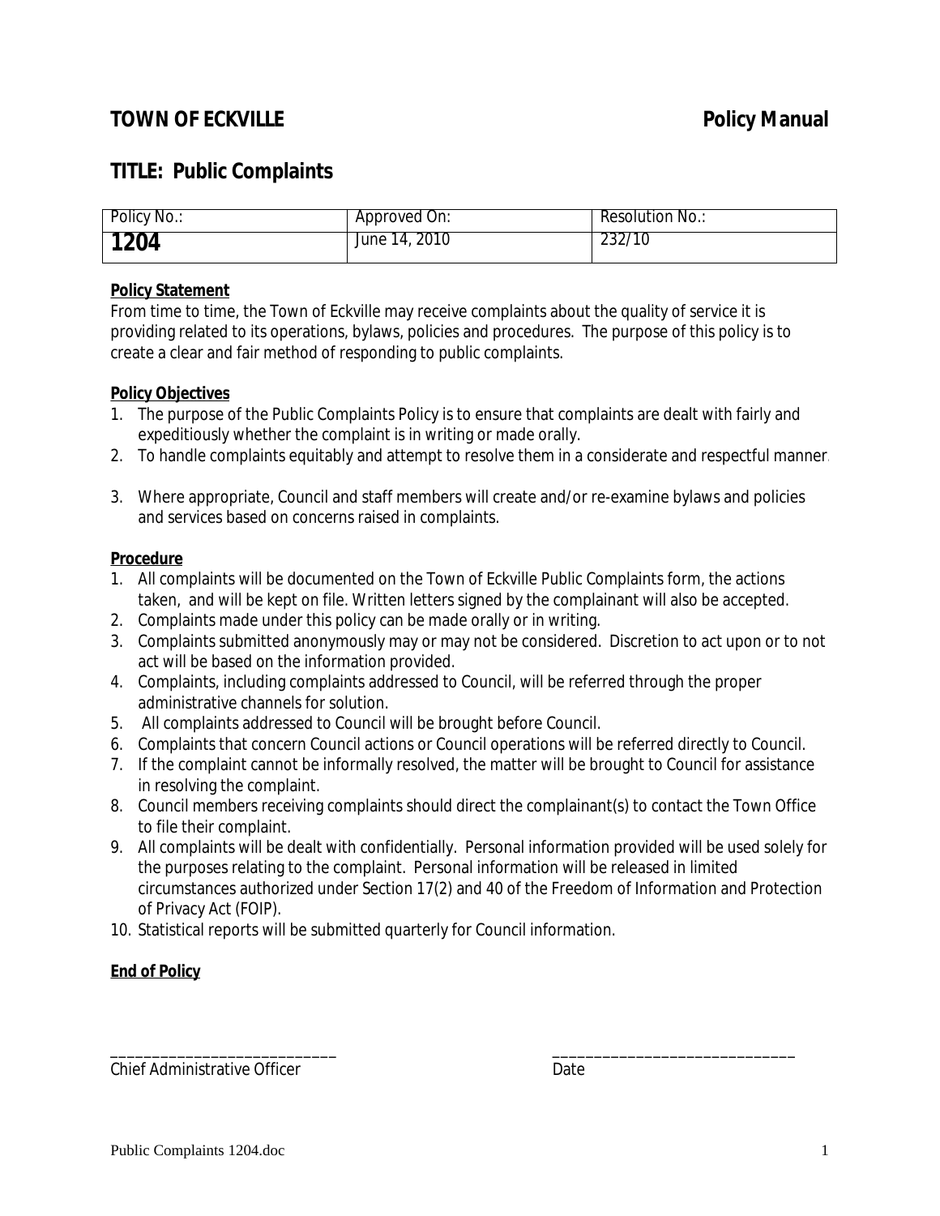**TOWN OF ECKVILLE** **Policy Manual**

## TITLE: Public Complaints

| Policy No.: | Approved On: | Resolution No.: |
|---|---|---|
| **1204** | June 14, 2010 | 232/10 |

**Policy Statement**

From time to time, the Town of Eckville may receive complaints about the quality of service it is providing related to its operations, bylaws, policies and procedures. The purpose of this policy is to create a clear and fair method of responding to public complaints.

**Policy Objectives**

1. The purpose of the Public Complaints Policy is to ensure that complaints are dealt with fairly and expeditiously whether the complaint is in writing or made orally.
2. To handle complaints equitably and attempt to resolve them in a considerate and respectful manner.
3. Where appropriate, Council and staff members will create and/or re-examine bylaws and policies and services based on concerns raised in complaints.

**Procedure**

1. All complaints will be documented on the Town of Eckville Public Complaints form, the actions taken, and will be kept on file. Written letters signed by the complainant will also be accepted.
2. Complaints made under this policy can be made orally or in writing.
3. Complaints submitted anonymously may or may not be considered. Discretion to act upon or to not act will be based on the information provided.
4. Complaints, including complaints addressed to Council, will be referred through the proper administrative channels for solution.
5. All complaints addressed to Council will be brought before Council.
6. Complaints that concern Council actions or Council operations will be referred directly to Council.
7. If the complaint cannot be informally resolved, the matter will be brought to Council for assistance in resolving the complaint.
8. Council members receiving complaints should direct the complainant(s) to contact the Town Office to file their complaint.
9. All complaints will be dealt with confidentially. Personal information provided will be used solely for the purposes relating to the complaint. Personal information will be released in limited circumstances authorized under Section 17(2) and 40 of the Freedom of Information and Protection of Privacy Act (FOIP).
10. Statistical reports will be submitted quarterly for Council information.

**End of Policy**

___________________________ ___________________________

Chief Administrative Officer Date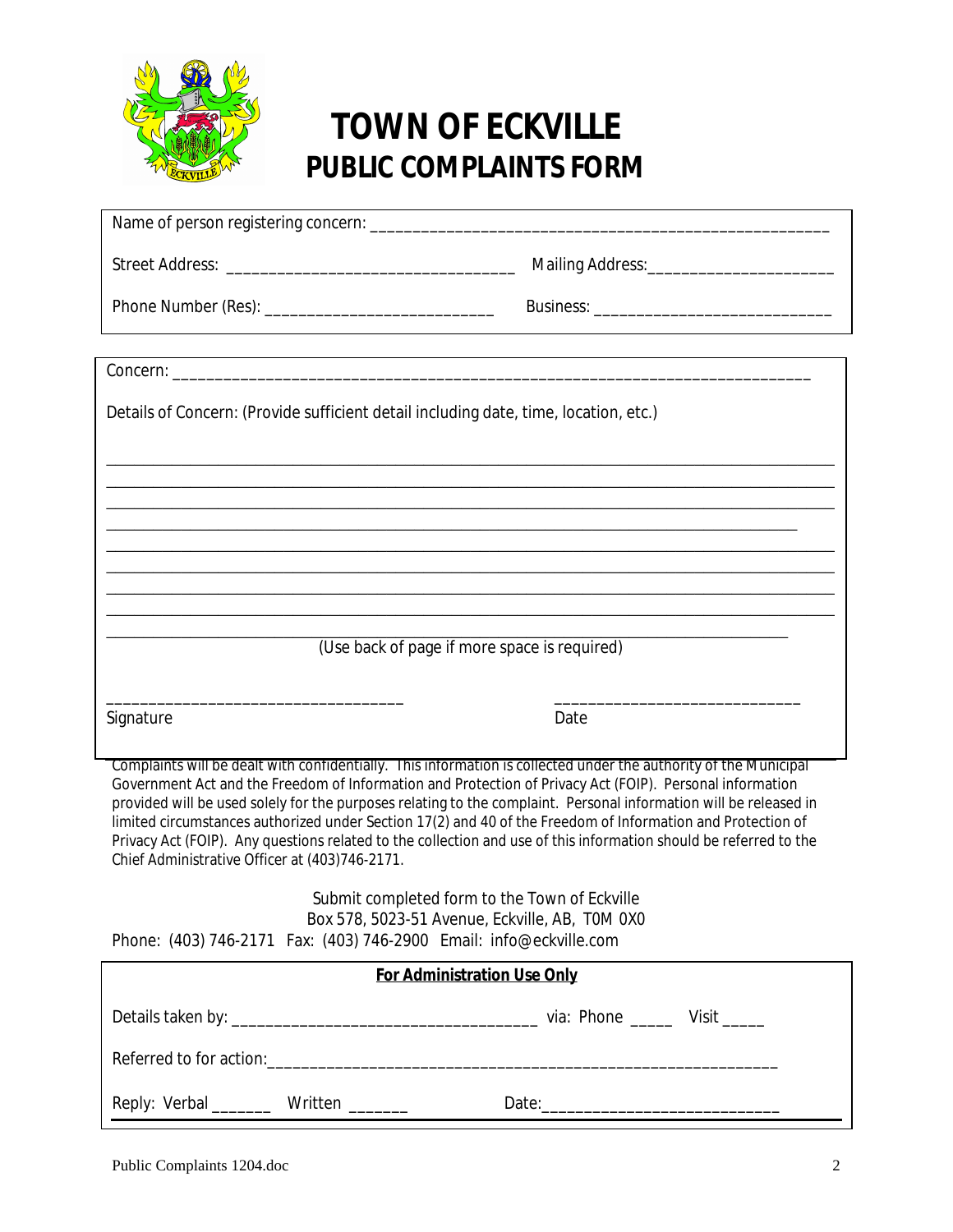# TOWN OF ECKVILLE

## PUBLIC COMPLAINTS FORM

Name of person registering concern: ______________________________________________________

Street Address: _________________________________ Mailing Address: _____________________

Phone Number (Res): ___________________________ Business: ___________________________

Concern: ______________________________________________________________________________

Details of Concern: (Provide sufficient detail including date, time, location, etc.)

_______________________________________________________________________________________

_______________________________________________________________________________________

_______________________________________________________________________________________

_______________________________________________________________________________________

_______________________________________________________________________________________

_______________________________________________________________________________________

_______________________________________________________________________________________

_______________________________________________________________________________________

_______________________________________________________________________________________

(Use back of page if more space is required)

_________________________________  ____________________________

Signature  Date

Complaints will be dealt with confidentially. This information is collected under the authority of the Municipal Government Act and the Freedom of Information and Protection of Privacy Act (FOIP). Personal information provided will be used solely for the purposes relating to the complaint. Personal information will be released in limited circumstances authorized under Section 17(2) and 40 of the Freedom of Information and Protection of Privacy Act (FOIP). Any questions related to the collection and use of this information should be referred to the Chief Administrative Officer at (403)746-2171.

Submit completed form to the Town of Eckville
Box 578, 5023-51 Avenue, Eckville, AB, T0M 0X0
Phone: (403) 746-2171 Fax: (403) 746-2900 Email: info@eckville.com

**For Administration Use Only**

Details taken by: ___________________________________ via: Phone _____ Visit _____

Referred to for action: ____________________________________________________________

Reply: Verbal _______ Written _______ Date: ___________________________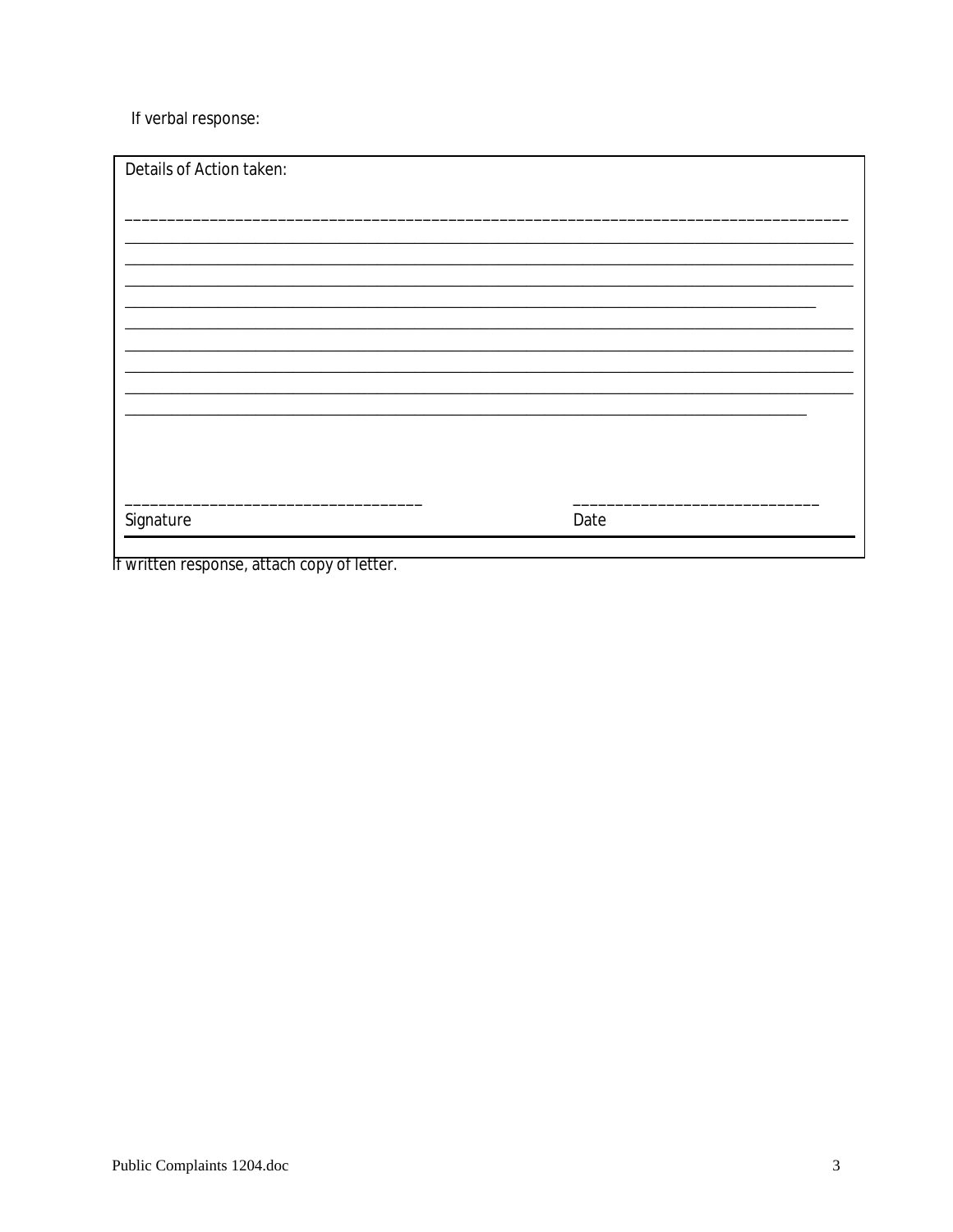If verbal response:

Details of Action taken:

___________________________________________________________________________________

___________________________________________________________________________________

___________________________________________________________________________________

___________________________________________________________________________________

_______________________________________________________________________________

___________________________________________________________________________________

___________________________________________________________________________________

___________________________________________________________________________________

___________________________________________________________________________________

______________________________________________________________________________

___________________________________ ____________________________

Signature Date

If written response, attach copy of letter.